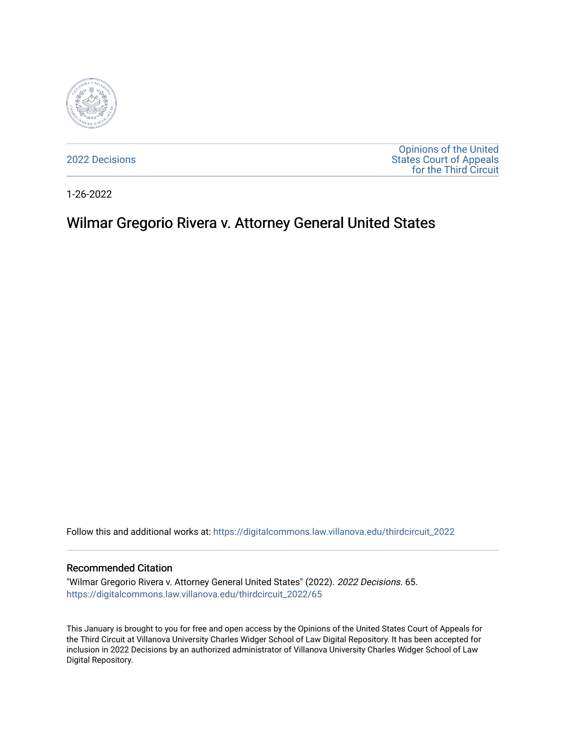2022 Decisions

Opinions of the United States Court of Appeals for the Third Circuit

1-26-2022

# Wilmar Gregorio Rivera v. Attorney General United States

Follow this and additional works at: https://digitalcommons.law.villanova.edu/thirdcircuit_2022

## Recommended Citation

"Wilmar Gregorio Rivera v. Attorney General United States" (2022). *2022 Decisions*. 65.
https://digitalcommons.law.villanova.edu/thirdcircuit_2022/65

This January is brought to you for free and open access by the Opinions of the United States Court of Appeals for the Third Circuit at Villanova University Charles Widger School of Law Digital Repository. It has been accepted for inclusion in 2022 Decisions by an authorized administrator of Villanova University Charles Widger School of Law Digital Repository.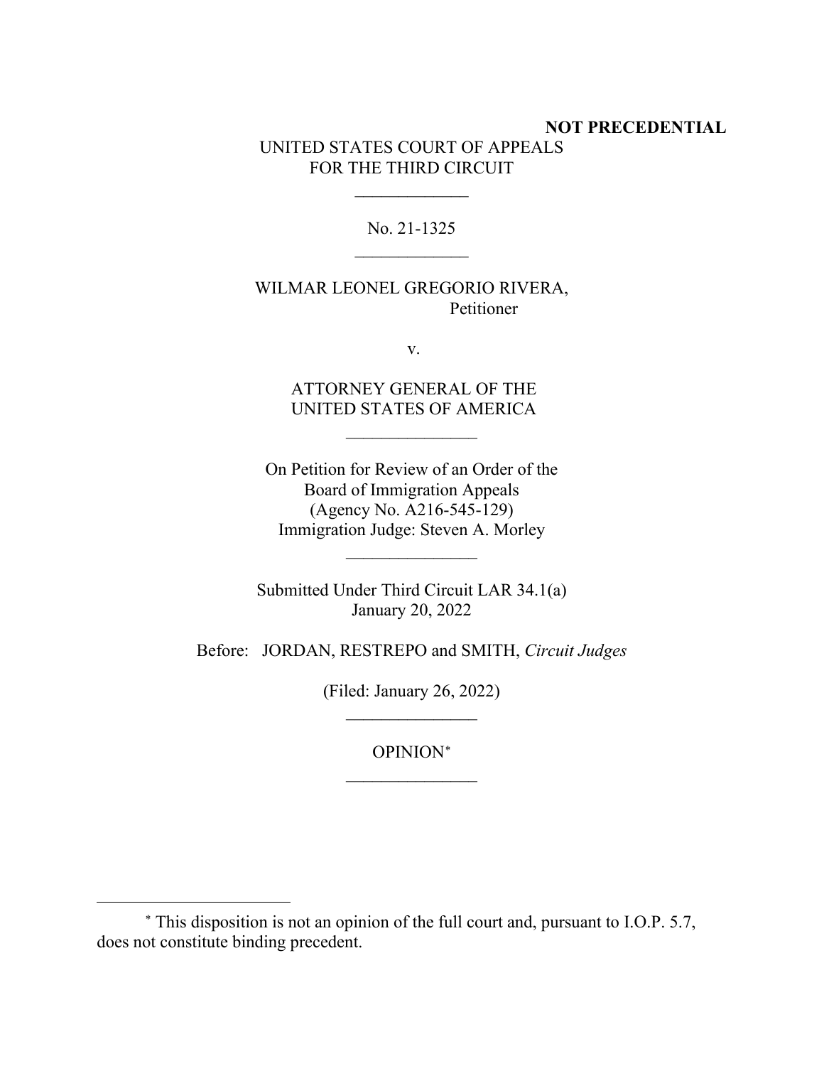**NOT PRECEDENTIAL**

UNITED STATES COURT OF APPEALS
FOR THE THIRD CIRCUIT

\_\_\_\_\_\_\_\_\_\_\_\_\_

No. 21-1325

\_\_\_\_\_\_\_\_\_\_\_\_\_

WILMAR LEONEL GREGORIO RIVERA,
Petitioner

v.

ATTORNEY GENERAL OF THE
UNITED STATES OF AMERICA

\_\_\_\_\_\_\_\_\_\_\_\_\_\_\_

On Petition for Review of an Order of the
Board of Immigration Appeals
(Agency No. A216-545-129)
Immigration Judge: Steven A. Morley

\_\_\_\_\_\_\_\_\_\_\_\_\_\_\_

Submitted Under Third Circuit LAR 34.1(a)
January 20, 2022

Before: JORDAN, RESTREPO and SMITH, *Circuit Judges*

(Filed: January 26, 2022)

\_\_\_\_\_\_\_\_\_\_\_\_\_\_\_

OPINION[*]

\_\_\_\_\_\_\_\_\_\_\_\_\_\_\_

---

[*] This disposition is not an opinion of the full court and, pursuant to I.O.P. 5.7, does not constitute binding precedent.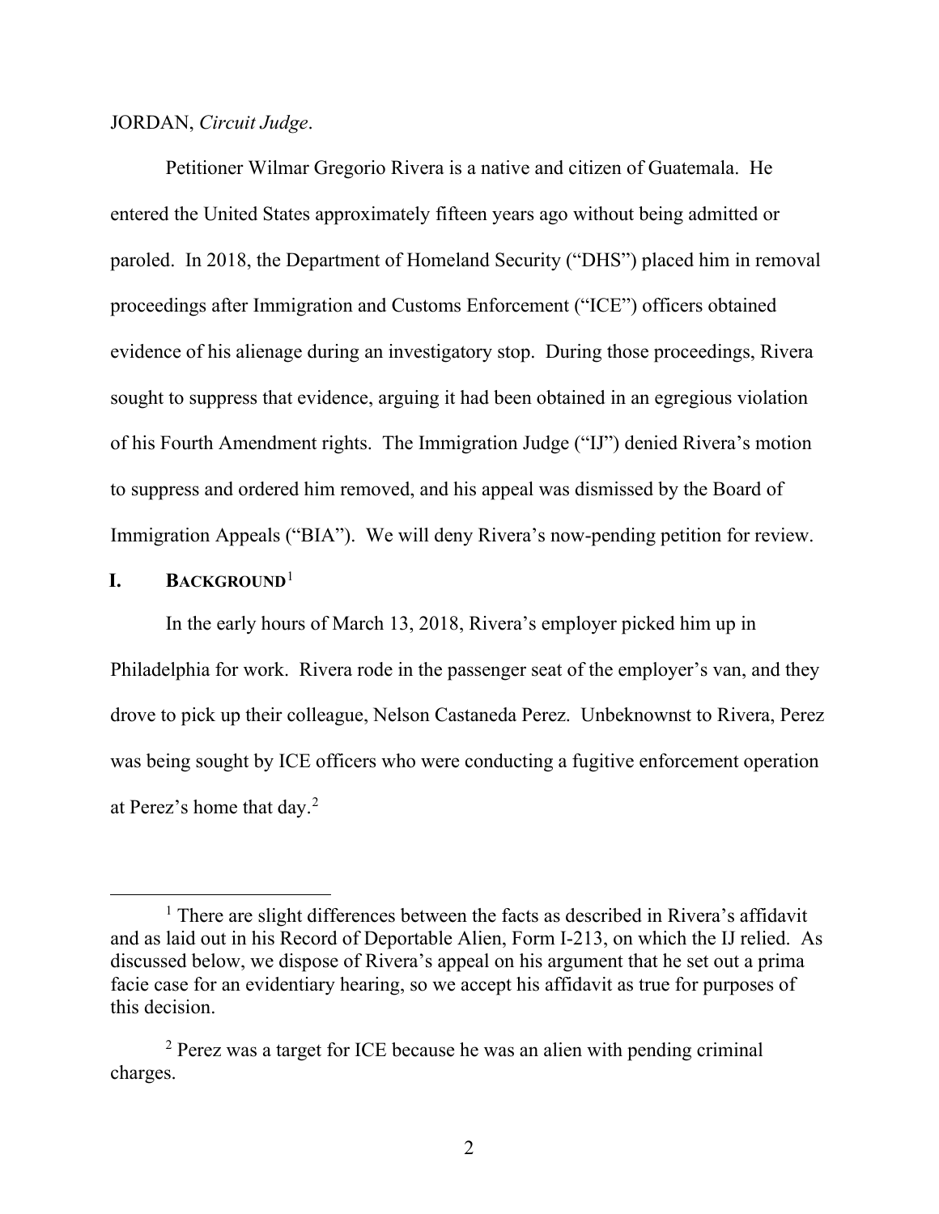JORDAN, *Circuit Judge*.

Petitioner Wilmar Gregorio Rivera is a native and citizen of Guatemala. He entered the United States approximately fifteen years ago without being admitted or paroled. In 2018, the Department of Homeland Security ("DHS") placed him in removal proceedings after Immigration and Customs Enforcement ("ICE") officers obtained evidence of his alienage during an investigatory stop. During those proceedings, Rivera sought to suppress that evidence, arguing it had been obtained in an egregious violation of his Fourth Amendment rights. The Immigration Judge ("IJ") denied Rivera's motion to suppress and ordered him removed, and his appeal was dismissed by the Board of Immigration Appeals ("BIA"). We will deny Rivera's now-pending petition for review.

## I. BACKGROUND[1]

In the early hours of March 13, 2018, Rivera's employer picked him up in Philadelphia for work. Rivera rode in the passenger seat of the employer's van, and they drove to pick up their colleague, Nelson Castaneda Perez. Unbeknownst to Rivera, Perez was being sought by ICE officers who were conducting a fugitive enforcement operation at Perez's home that day.[2]

---

[1] There are slight differences between the facts as described in Rivera's affidavit and as laid out in his Record of Deportable Alien, Form I-213, on which the IJ relied. As discussed below, we dispose of Rivera's appeal on his argument that he set out a prima facie case for an evidentiary hearing, so we accept his affidavit as true for purposes of this decision.

[2] Perez was a target for ICE because he was an alien with pending criminal charges.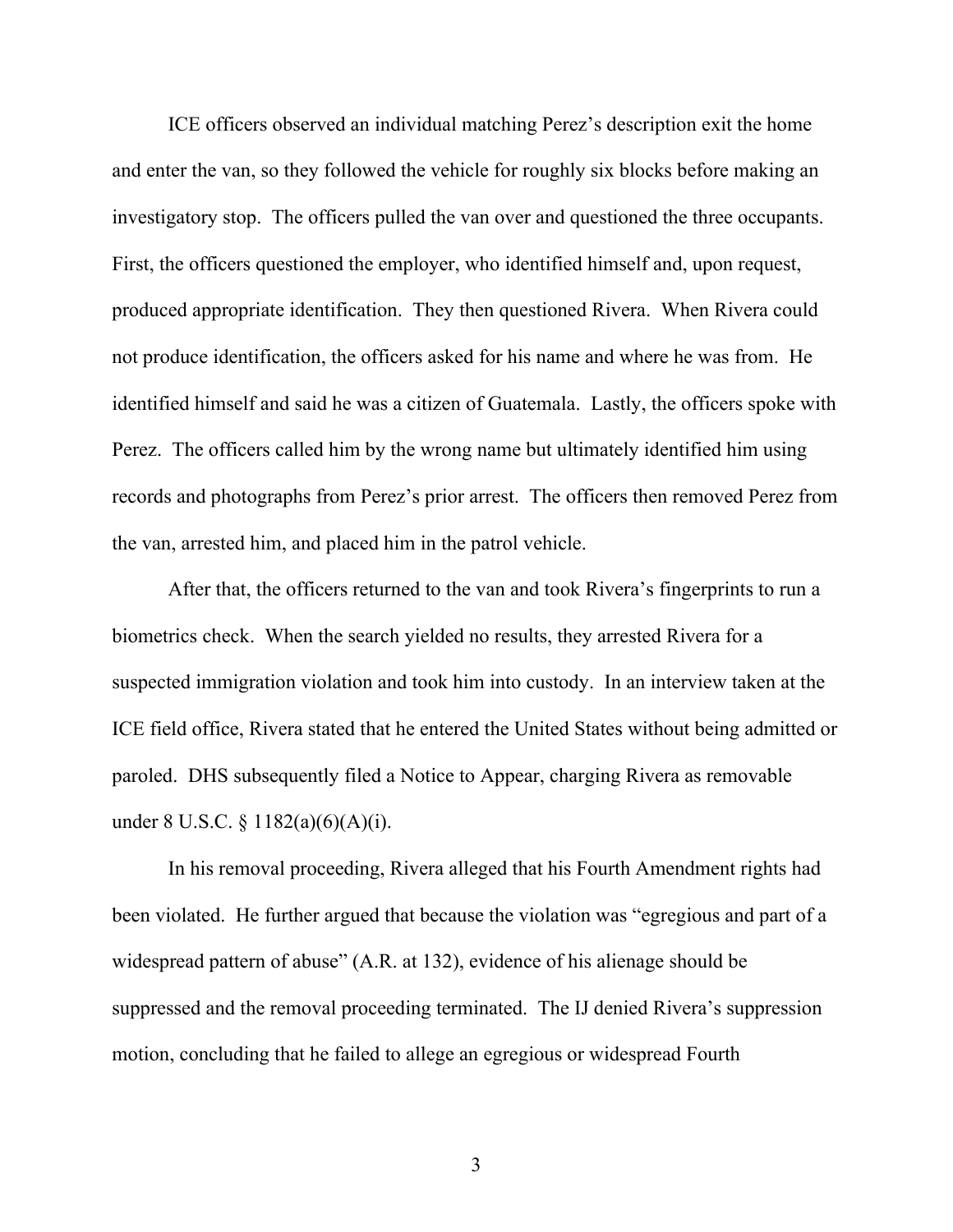ICE officers observed an individual matching Perez's description exit the home and enter the van, so they followed the vehicle for roughly six blocks before making an investigatory stop. The officers pulled the van over and questioned the three occupants. First, the officers questioned the employer, who identified himself and, upon request, produced appropriate identification. They then questioned Rivera. When Rivera could not produce identification, the officers asked for his name and where he was from. He identified himself and said he was a citizen of Guatemala. Lastly, the officers spoke with Perez. The officers called him by the wrong name but ultimately identified him using records and photographs from Perez's prior arrest. The officers then removed Perez from the van, arrested him, and placed him in the patrol vehicle.

After that, the officers returned to the van and took Rivera's fingerprints to run a biometrics check. When the search yielded no results, they arrested Rivera for a suspected immigration violation and took him into custody. In an interview taken at the ICE field office, Rivera stated that he entered the United States without being admitted or paroled. DHS subsequently filed a Notice to Appear, charging Rivera as removable under 8 U.S.C. § 1182(a)(6)(A)(i).

In his removal proceeding, Rivera alleged that his Fourth Amendment rights had been violated. He further argued that because the violation was "egregious and part of a widespread pattern of abuse" (A.R. at 132), evidence of his alienage should be suppressed and the removal proceeding terminated. The IJ denied Rivera's suppression motion, concluding that he failed to allege an egregious or widespread Fourth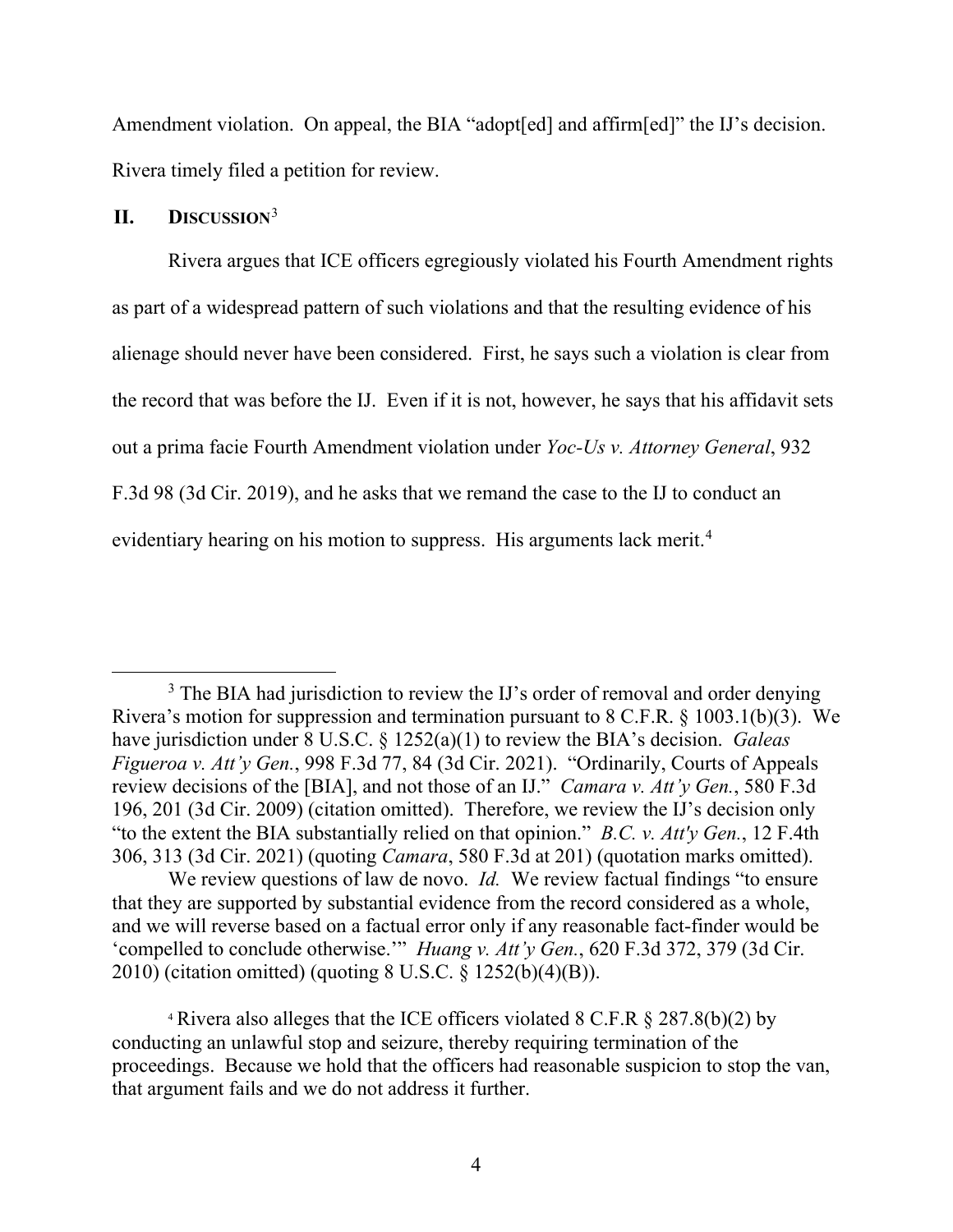Amendment violation. On appeal, the BIA "adopt[ed] and affirm[ed]" the IJ's decision. Rivera timely filed a petition for review.

## II. Discussion[3]

Rivera argues that ICE officers egregiously violated his Fourth Amendment rights as part of a widespread pattern of such violations and that the resulting evidence of his alienage should never have been considered. First, he says such a violation is clear from the record that was before the IJ. Even if it is not, however, he says that his affidavit sets out a prima facie Fourth Amendment violation under *Yoc-Us v. Attorney General*, 932 F.3d 98 (3d Cir. 2019), and he asks that we remand the case to the IJ to conduct an evidentiary hearing on his motion to suppress. His arguments lack merit.[4]

---

[3] The BIA had jurisdiction to review the IJ's order of removal and order denying Rivera's motion for suppression and termination pursuant to 8 C.F.R. § 1003.1(b)(3). We have jurisdiction under 8 U.S.C. § 1252(a)(1) to review the BIA's decision. *Galeas Figueroa v. Att'y Gen.*, 998 F.3d 77, 84 (3d Cir. 2021). "Ordinarily, Courts of Appeals review decisions of the [BIA], and not those of an IJ." *Camara v. Att'y Gen.*, 580 F.3d 196, 201 (3d Cir. 2009) (citation omitted). Therefore, we review the IJ's decision only "to the extent the BIA substantially relied on that opinion." *B.C. v. Att'y Gen.*, 12 F.4th 306, 313 (3d Cir. 2021) (quoting *Camara*, 580 F.3d at 201) (quotation marks omitted).

We review questions of law de novo. *Id.* We review factual findings "to ensure that they are supported by substantial evidence from the record considered as a whole, and we will reverse based on a factual error only if any reasonable fact-finder would be 'compelled to conclude otherwise.'" *Huang v. Att'y Gen.*, 620 F.3d 372, 379 (3d Cir. 2010) (citation omitted) (quoting 8 U.S.C. § 1252(b)(4)(B)).

[4] Rivera also alleges that the ICE officers violated 8 C.F.R § 287.8(b)(2) by conducting an unlawful stop and seizure, thereby requiring termination of the proceedings. Because we hold that the officers had reasonable suspicion to stop the van, that argument fails and we do not address it further.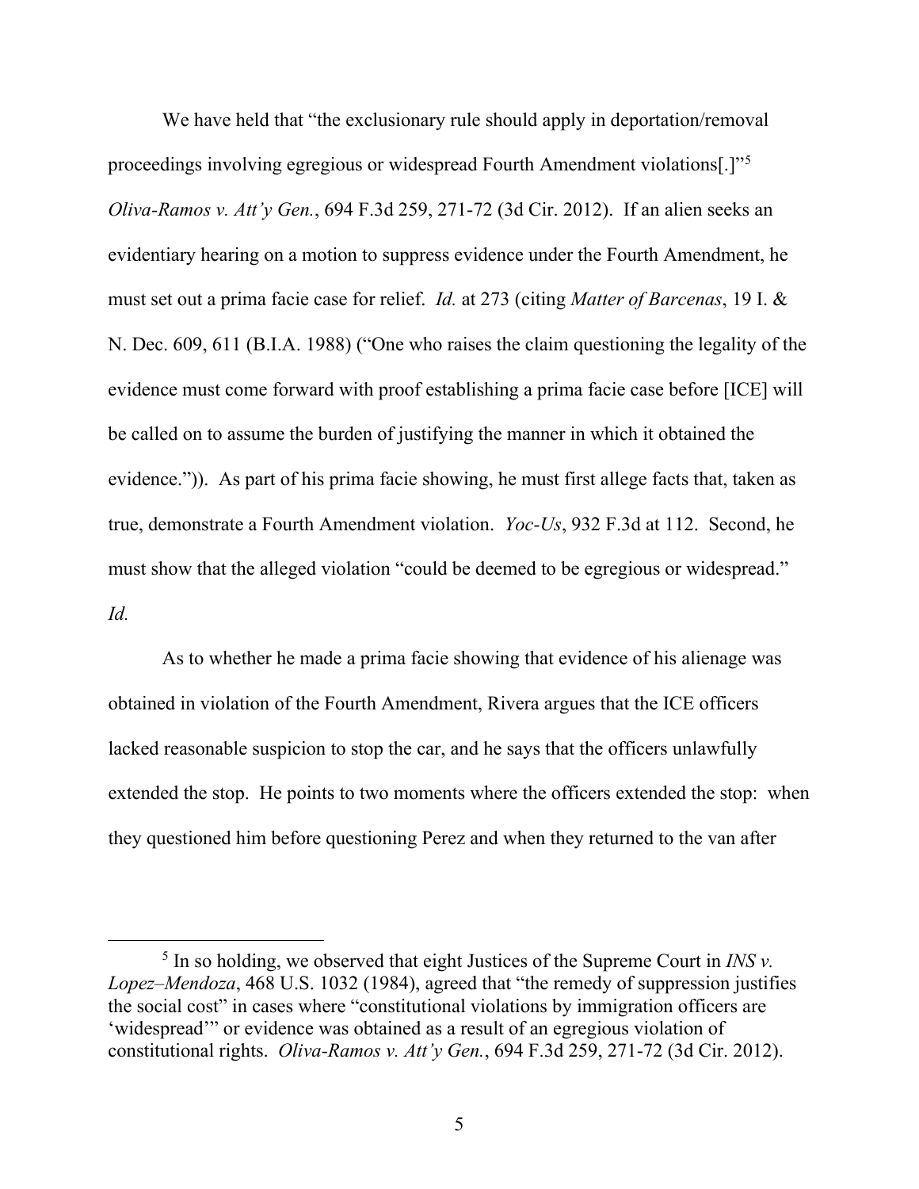We have held that "the exclusionary rule should apply in deportation/removal proceedings involving egregious or widespread Fourth Amendment violations[.]"[5] *Oliva-Ramos v. Att'y Gen.*, 694 F.3d 259, 271-72 (3d Cir. 2012). If an alien seeks an evidentiary hearing on a motion to suppress evidence under the Fourth Amendment, he must set out a prima facie case for relief. *Id.* at 273 (citing *Matter of Barcenas*, 19 I. & N. Dec. 609, 611 (B.I.A. 1988) ("One who raises the claim questioning the legality of the evidence must come forward with proof establishing a prima facie case before [ICE] will be called on to assume the burden of justifying the manner in which it obtained the evidence.")). As part of his prima facie showing, he must first allege facts that, taken as true, demonstrate a Fourth Amendment violation. *Yoc-Us*, 932 F.3d at 112. Second, he must show that the alleged violation "could be deemed to be egregious or widespread." *Id.*

As to whether he made a prima facie showing that evidence of his alienage was obtained in violation of the Fourth Amendment, Rivera argues that the ICE officers lacked reasonable suspicion to stop the car, and he says that the officers unlawfully extended the stop. He points to two moments where the officers extended the stop: when they questioned him before questioning Perez and when they returned to the van after

[5] In so holding, we observed that eight Justices of the Supreme Court in *INS v. Lopez–Mendoza*, 468 U.S. 1032 (1984), agreed that "the remedy of suppression justifies the social cost" in cases where "constitutional violations by immigration officers are 'widespread'" or evidence was obtained as a result of an egregious violation of constitutional rights. *Oliva-Ramos v. Att'y Gen.*, 694 F.3d 259, 271-72 (3d Cir. 2012).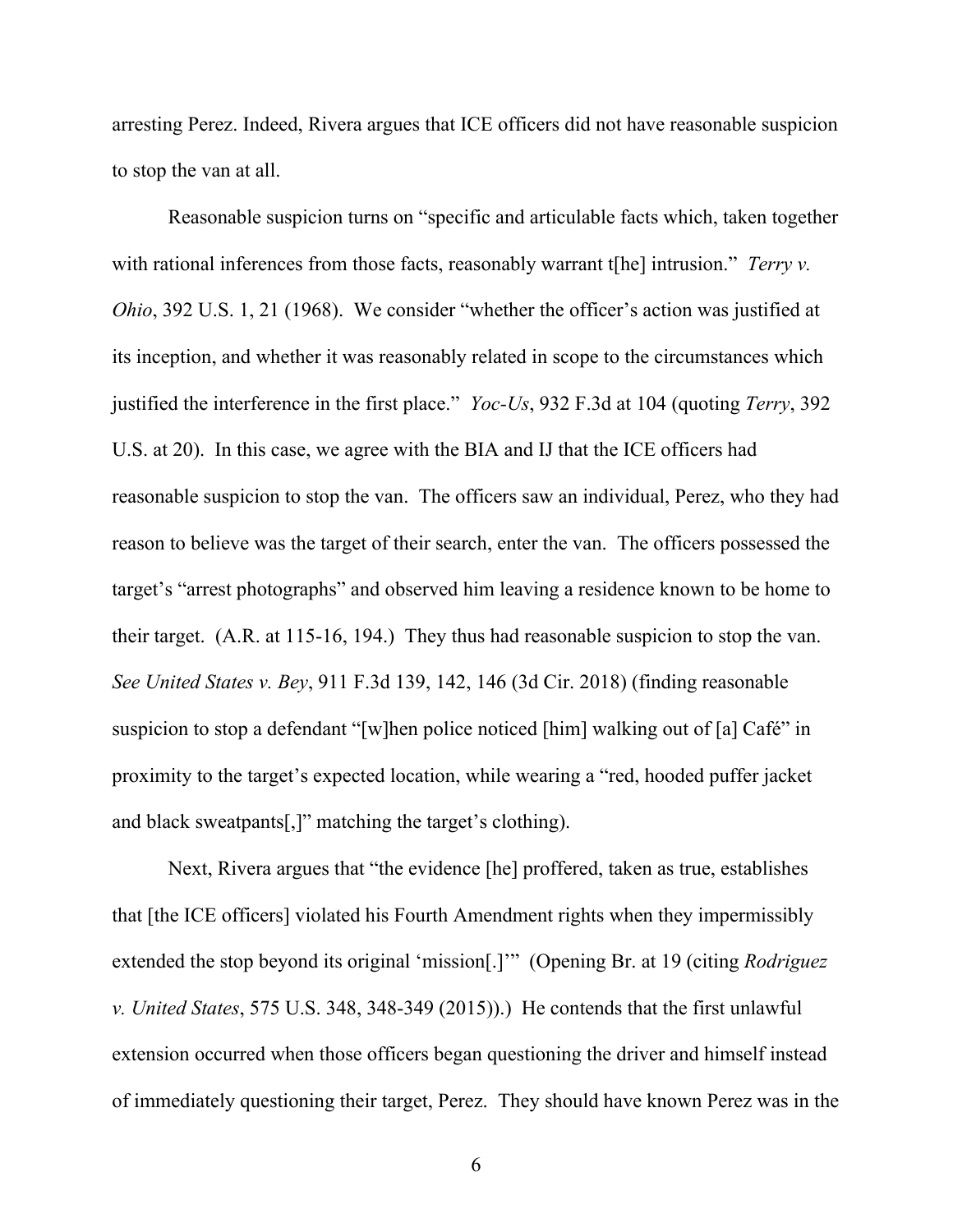arresting Perez. Indeed, Rivera argues that ICE officers did not have reasonable suspicion to stop the van at all.

Reasonable suspicion turns on "specific and articulable facts which, taken together with rational inferences from those facts, reasonably warrant t[he] intrusion." *Terry v. Ohio*, 392 U.S. 1, 21 (1968). We consider "whether the officer's action was justified at its inception, and whether it was reasonably related in scope to the circumstances which justified the interference in the first place." *Yoc-Us*, 932 F.3d at 104 (quoting *Terry*, 392 U.S. at 20). In this case, we agree with the BIA and IJ that the ICE officers had reasonable suspicion to stop the van. The officers saw an individual, Perez, who they had reason to believe was the target of their search, enter the van. The officers possessed the target's "arrest photographs" and observed him leaving a residence known to be home to their target. (A.R. at 115-16, 194.) They thus had reasonable suspicion to stop the van. *See United States v. Bey*, 911 F.3d 139, 142, 146 (3d Cir. 2018) (finding reasonable suspicion to stop a defendant "[w]hen police noticed [him] walking out of [a] Café" in proximity to the target's expected location, while wearing a "red, hooded puffer jacket and black sweatpants[,]" matching the target's clothing).

Next, Rivera argues that "the evidence [he] proffered, taken as true, establishes that [the ICE officers] violated his Fourth Amendment rights when they impermissibly extended the stop beyond its original 'mission[.]'" (Opening Br. at 19 (citing *Rodriguez v. United States*, 575 U.S. 348, 348-349 (2015)).) He contends that the first unlawful extension occurred when those officers began questioning the driver and himself instead of immediately questioning their target, Perez. They should have known Perez was in the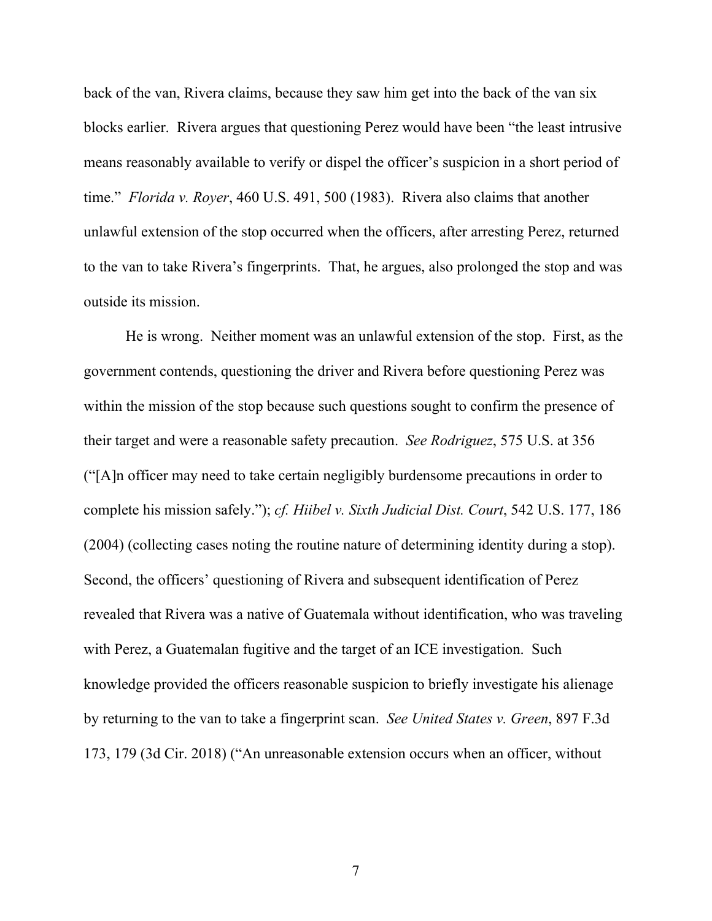back of the van, Rivera claims, because they saw him get into the back of the van six blocks earlier. Rivera argues that questioning Perez would have been "the least intrusive means reasonably available to verify or dispel the officer's suspicion in a short period of time." *Florida v. Royer*, 460 U.S. 491, 500 (1983). Rivera also claims that another unlawful extension of the stop occurred when the officers, after arresting Perez, returned to the van to take Rivera's fingerprints. That, he argues, also prolonged the stop and was outside its mission.

He is wrong. Neither moment was an unlawful extension of the stop. First, as the government contends, questioning the driver and Rivera before questioning Perez was within the mission of the stop because such questions sought to confirm the presence of their target and were a reasonable safety precaution. *See Rodriguez*, 575 U.S. at 356 ("[A]n officer may need to take certain negligibly burdensome precautions in order to complete his mission safely."); *cf. Hiibel v. Sixth Judicial Dist. Court*, 542 U.S. 177, 186 (2004) (collecting cases noting the routine nature of determining identity during a stop). Second, the officers' questioning of Rivera and subsequent identification of Perez revealed that Rivera was a native of Guatemala without identification, who was traveling with Perez, a Guatemalan fugitive and the target of an ICE investigation. Such knowledge provided the officers reasonable suspicion to briefly investigate his alienage by returning to the van to take a fingerprint scan. *See United States v. Green*, 897 F.3d 173, 179 (3d Cir. 2018) ("An unreasonable extension occurs when an officer, without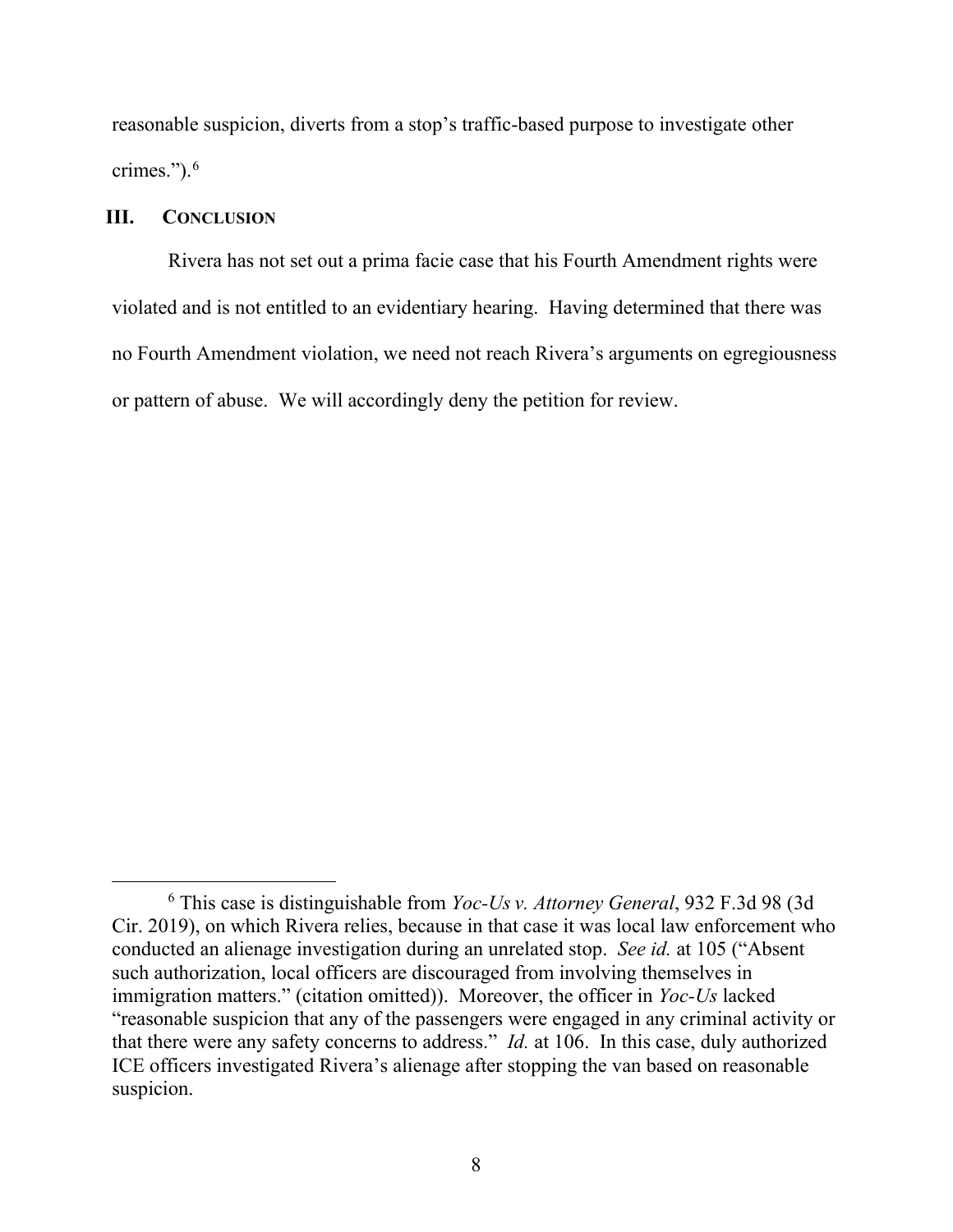reasonable suspicion, diverts from a stop's traffic-based purpose to investigate other crimes.").[6]

## III. CONCLUSION

Rivera has not set out a prima facie case that his Fourth Amendment rights were violated and is not entitled to an evidentiary hearing. Having determined that there was no Fourth Amendment violation, we need not reach Rivera's arguments on egregiousness or pattern of abuse. We will accordingly deny the petition for review.

---

[6] This case is distinguishable from *Yoc-Us v. Attorney General*, 932 F.3d 98 (3d Cir. 2019), on which Rivera relies, because in that case it was local law enforcement who conducted an alienage investigation during an unrelated stop. *See id.* at 105 ("Absent such authorization, local officers are discouraged from involving themselves in immigration matters." (citation omitted)). Moreover, the officer in *Yoc-Us* lacked "reasonable suspicion that any of the passengers were engaged in any criminal activity or that there were any safety concerns to address." *Id.* at 106. In this case, duly authorized ICE officers investigated Rivera's alienage after stopping the van based on reasonable suspicion.